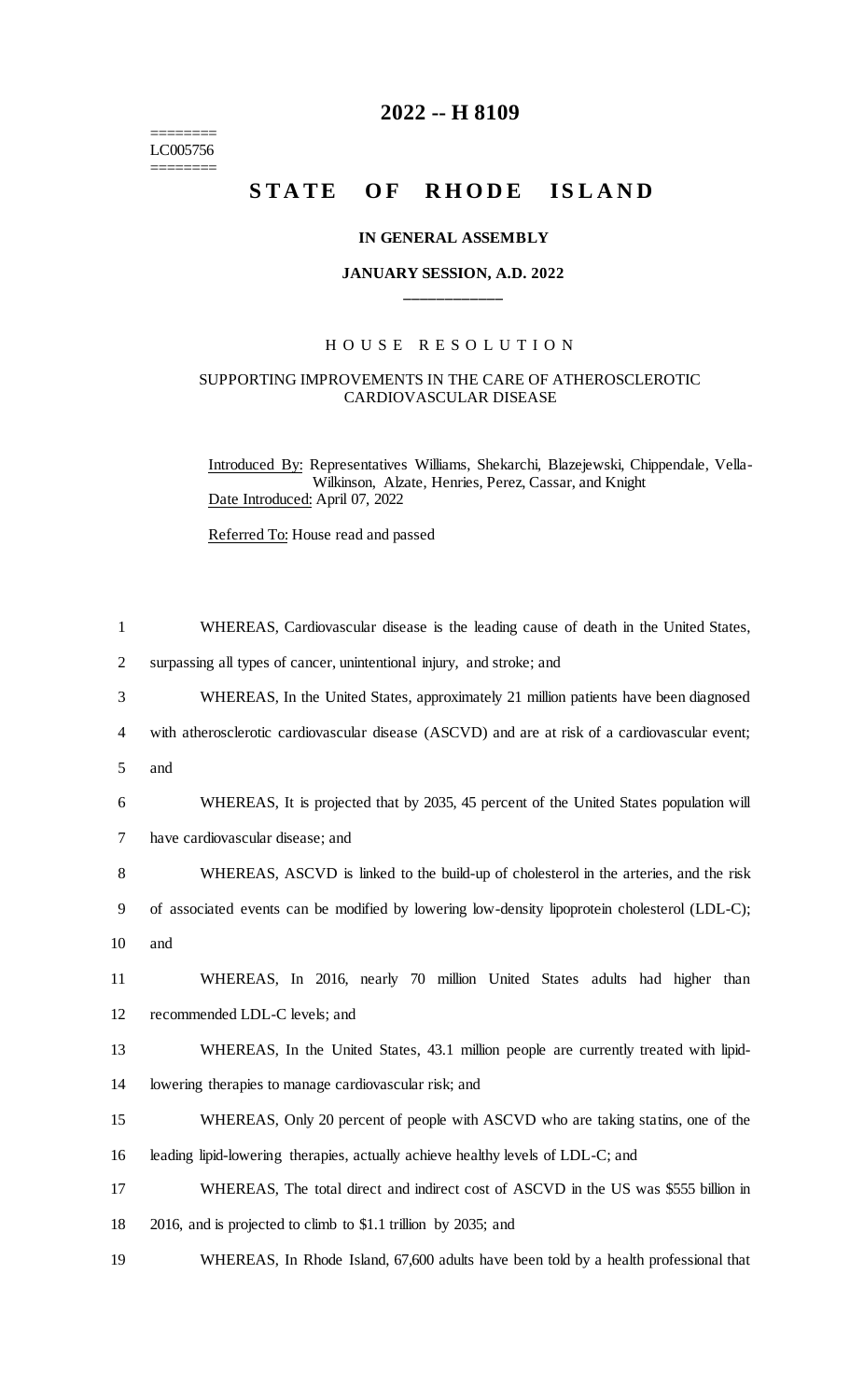======== LC005756 ========

# 2022 -- H 8109

# STATE OF RHODE ISLAND

### IN GENERAL ASSEMBLY

### JANUARY SESSION, A.D. 2022

____________

## HOUSE RESOLUTION

### SUPPORTING IMPROVEMENTS IN THE CARE OF ATHEROSCLEROTIC CARDIOVASCULAR DISEASE

Introduced By: Representatives Williams, Shekarchi, Blazejewski, Chippendale, Vella-Wilkinson, Alzate, Henries, Perez, Cassar, and Knight

Date Introduced: April 07, 2022

Referred To: House read and passed

WHEREAS, Cardiovascular disease is the leading cause of death in the United States, surpassing all types of cancer, unintentional injury, and stroke; and

WHEREAS, In the United States, approximately 21 million patients have been diagnosed with atherosclerotic cardiovascular disease (ASCVD) and are at risk of a cardiovascular event; and

WHEREAS, It is projected that by 2035, 45 percent of the United States population will have cardiovascular disease; and

WHEREAS, ASCVD is linked to the build-up of cholesterol in the arteries, and the risk of associated events can be modified by lowering low-density lipoprotein cholesterol (LDL-C); and

WHEREAS, In 2016, nearly 70 million United States adults had higher than recommended LDL-C levels; and

WHEREAS, In the United States, 43.1 million people are currently treated with lipid-lowering therapies to manage cardiovascular risk; and

WHEREAS, Only 20 percent of people with ASCVD who are taking statins, one of the leading lipid-lowering therapies, actually achieve healthy levels of LDL-C; and

WHEREAS, The total direct and indirect cost of ASCVD in the US was $555 billion in 2016, and is projected to climb to $1.1 trillion by 2035; and

WHEREAS, In Rhode Island, 67,600 adults have been told by a health professional that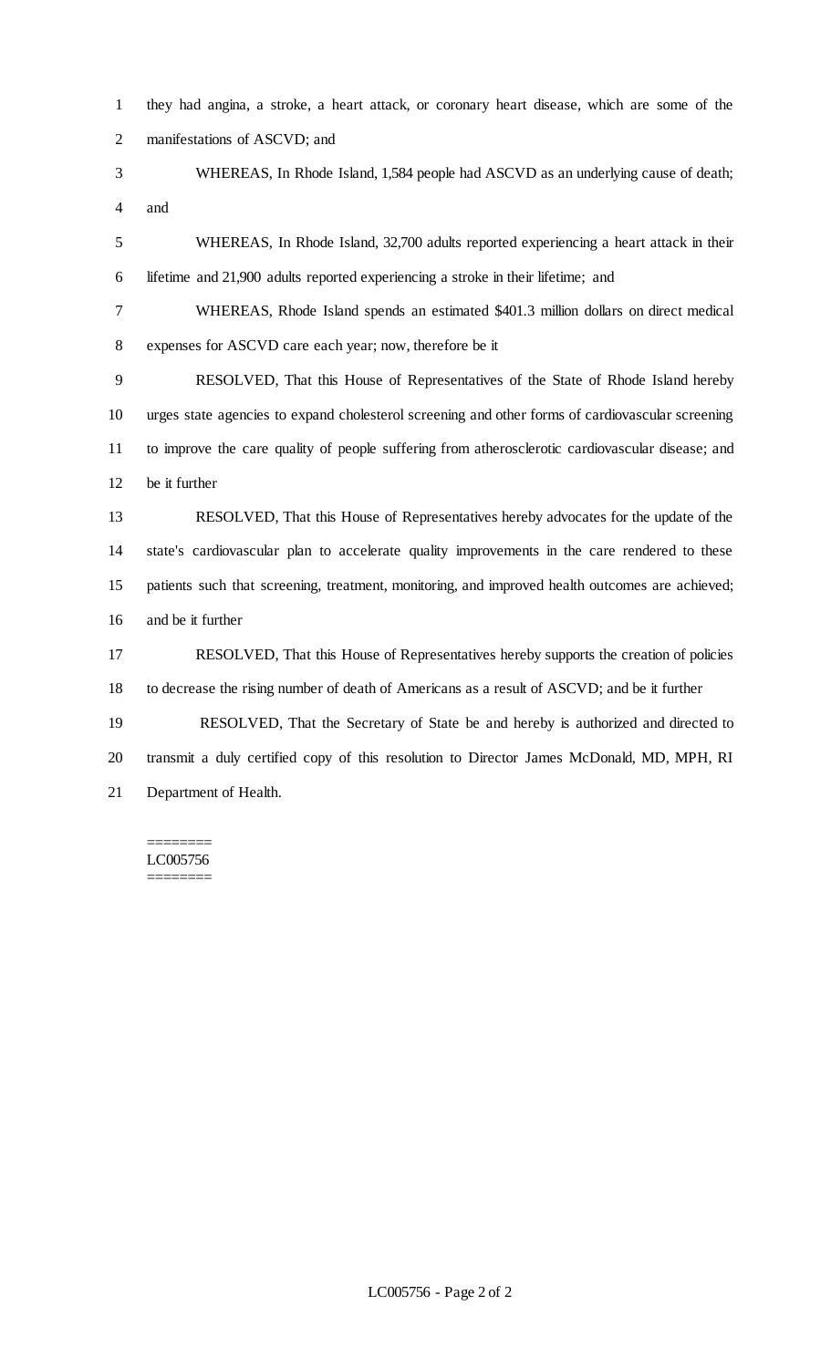they had angina, a stroke, a heart attack, or coronary heart disease, which are some of the manifestations of ASCVD; and

WHEREAS, In Rhode Island, 1,584 people had ASCVD as an underlying cause of death; and

WHEREAS, In Rhode Island, 32,700 adults reported experiencing a heart attack in their lifetime and 21,900 adults reported experiencing a stroke in their lifetime; and

WHEREAS, Rhode Island spends an estimated $401.3 million dollars on direct medical expenses for ASCVD care each year; now, therefore be it

RESOLVED, That this House of Representatives of the State of Rhode Island hereby urges state agencies to expand cholesterol screening and other forms of cardiovascular screening to improve the care quality of people suffering from atherosclerotic cardiovascular disease; and be it further

RESOLVED, That this House of Representatives hereby advocates for the update of the state's cardiovascular plan to accelerate quality improvements in the care rendered to these patients such that screening, treatment, monitoring, and improved health outcomes are achieved; and be it further

RESOLVED, That this House of Representatives hereby supports the creation of policies to decrease the rising number of death of Americans as a result of ASCVD; and be it further

RESOLVED, That the Secretary of State be and hereby is authorized and directed to transmit a duly certified copy of this resolution to Director James McDonald, MD, MPH, RI Department of Health.

========
LC005756
========